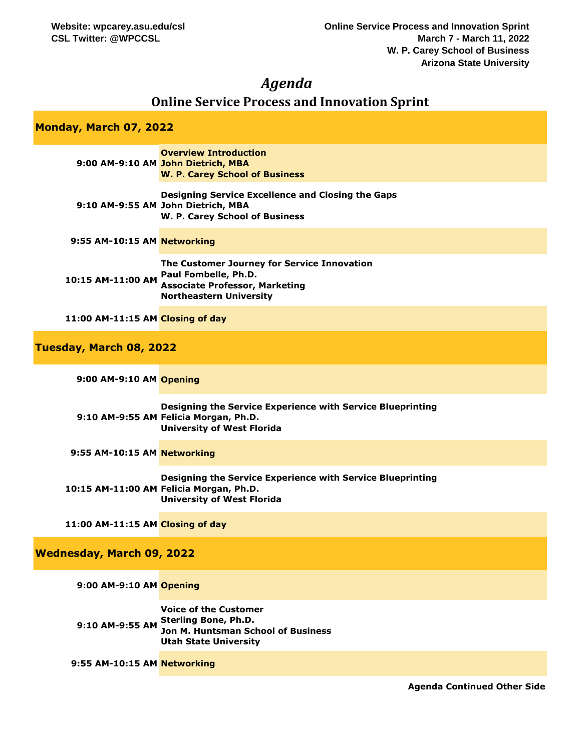Website: wpcarey.asu.edu/csl
CSL Twitter: @WPCCSL

**Online Service Process and Innovation Sprint**
**March 7 - March 11, 2022**
**W. P. Carey School of Business**
**Arizona State University**

# *Agenda*

## Online Service Process and Innovation Sprint

| **Monday, March 07, 2022** | |
|---|---|
| **9:00 AM-9:10 AM** | **Overview Introduction**<br>**John Dietrich, MBA**<br>**W. P. Carey School of Business** |
| **9:10 AM-9:55 AM** | **Designing Service Excellence and Closing the Gaps**<br>**John Dietrich, MBA**<br>**W. P. Carey School of Business** |
| **9:55 AM-10:15 AM** | **Networking** |
| **10:15 AM-11:00 AM** | **The Customer Journey for Service Innovation**<br>**Paul Fombelle, Ph.D.**<br>**Associate Professor, Marketing**<br>**Northeastern University** |
| **11:00 AM-11:15 AM** | **Closing of day** |
| **Tuesday, March 08, 2022** | |
| **9:00 AM-9:10 AM** | **Opening** |
| **9:10 AM-9:55 AM** | **Designing the Service Experience with Service Blueprinting**<br>**Felicia Morgan, Ph.D.**<br>**University of West Florida** |
| **9:55 AM-10:15 AM** | **Networking** |
| **10:15 AM-11:00 AM** | **Designing the Service Experience with Service Blueprinting**<br>**Felicia Morgan, Ph.D.**<br>**University of West Florida** |
| **11:00 AM-11:15 AM** | **Closing of day** |
| **Wednesday, March 09, 2022** | |
| **9:00 AM-9:10 AM** | **Opening** |
| **9:10 AM-9:55 AM** | **Voice of the Customer**<br>**Sterling Bone, Ph.D.**<br>**Jon M. Huntsman School of Business**<br>**Utah State University** |
| **9:55 AM-10:15 AM** | **Networking** |

**Agenda Continued Other Side**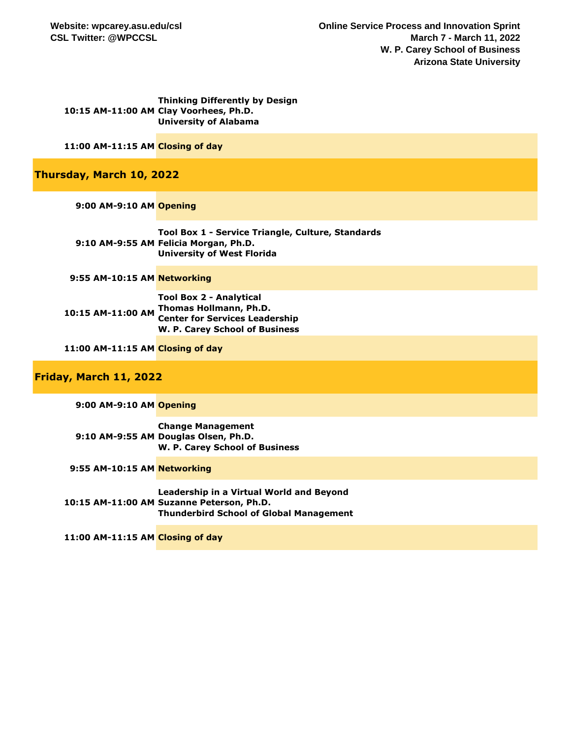| | |
|---|---|
| 10:15 AM-11:00 AM | **Thinking Differently by Design**<br>**Clay Voorhees, Ph.D.**<br>**University of Alabama** |
| 11:00 AM-11:15 AM | **Closing of day** |

## Thursday, March 10, 2022

| | |
|---|---|
| 9:00 AM-9:10 AM | **Opening** |
| 9:10 AM-9:55 AM | **Tool Box 1 - Service Triangle, Culture, Standards**<br>**Felicia Morgan, Ph.D.**<br>**University of West Florida** |
| 9:55 AM-10:15 AM | **Networking** |
| 10:15 AM-11:00 AM | **Tool Box 2 - Analytical**<br>**Thomas Hollmann, Ph.D.**<br>**Center for Services Leadership**<br>**W. P. Carey School of Business** |
| 11:00 AM-11:15 AM | **Closing of day** |

## Friday, March 11, 2022

| | |
|---|---|
| 9:00 AM-9:10 AM | **Opening** |
| 9:10 AM-9:55 AM | **Change Management**<br>**Douglas Olsen, Ph.D.**<br>**W. P. Carey School of Business** |
| 9:55 AM-10:15 AM | **Networking** |
| 10:15 AM-11:00 AM | **Leadership in a Virtual World and Beyond**<br>**Suzanne Peterson, Ph.D.**<br>**Thunderbird School of Global Management** |
| 11:00 AM-11:15 AM | **Closing of day** |